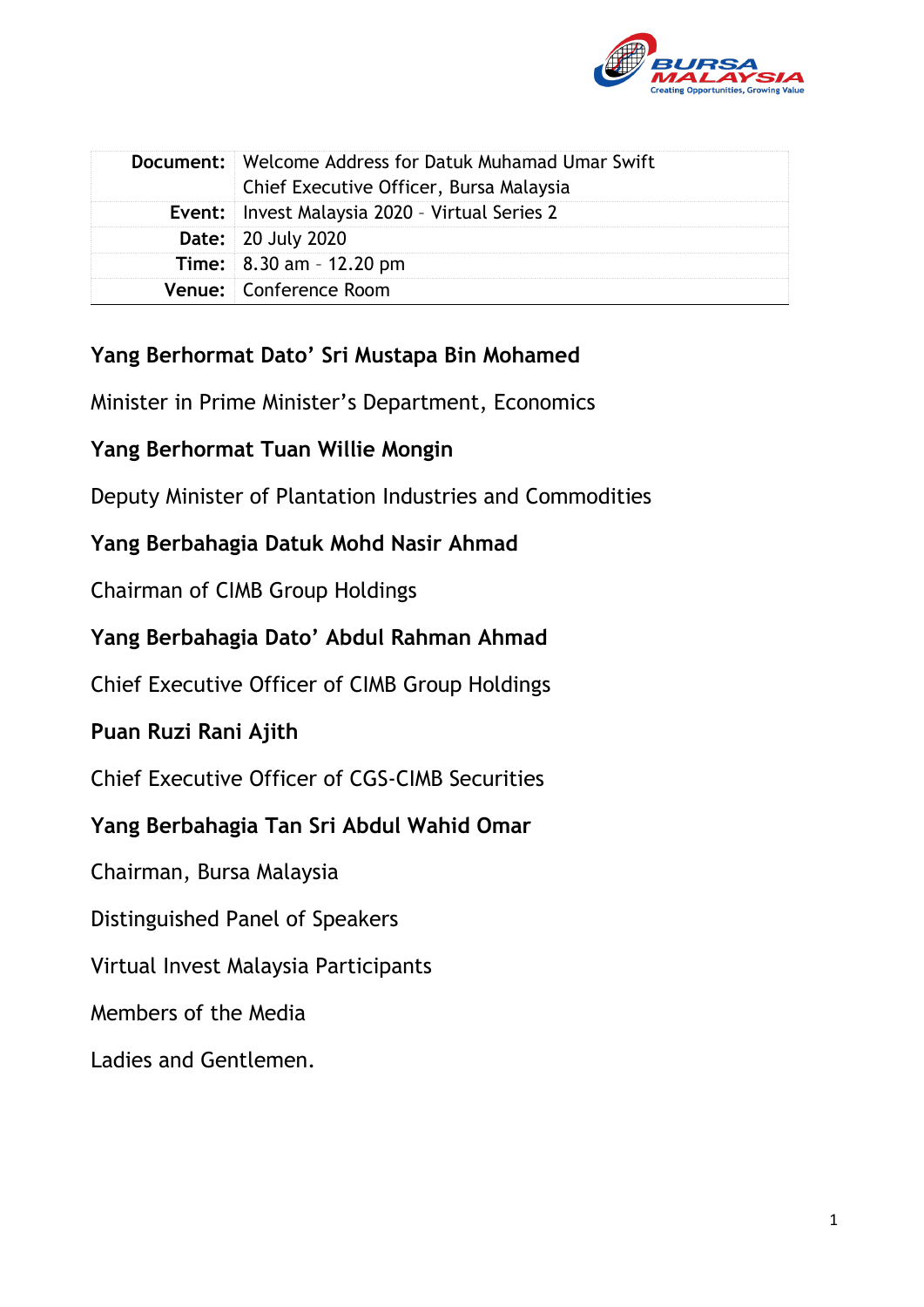| **Document:** | Welcome Address for Datuk Muhamad Umar Swift Chief Executive Officer, Bursa Malaysia |
|---|---|
| **Event:** | Invest Malaysia 2020 – Virtual Series 2 |
| **Date:** | 20 July 2020 |
| **Time:** | 8.30 am – 12.20 pm |
| **Venue:** | Conference Room |

**Yang Berhormat Dato' Sri Mustapa Bin Mohamed**

Minister in Prime Minister's Department, Economics

**Yang Berhormat Tuan Willie Mongin**

Deputy Minister of Plantation Industries and Commodities

**Yang Berbahagia Datuk Mohd Nasir Ahmad**

Chairman of CIMB Group Holdings

**Yang Berbahagia Dato' Abdul Rahman Ahmad**

Chief Executive Officer of CIMB Group Holdings

**Puan Ruzi Rani Ajith**

Chief Executive Officer of CGS-CIMB Securities

**Yang Berbahagia Tan Sri Abdul Wahid Omar**

Chairman, Bursa Malaysia

Distinguished Panel of Speakers

Virtual Invest Malaysia Participants

Members of the Media

Ladies and Gentlemen.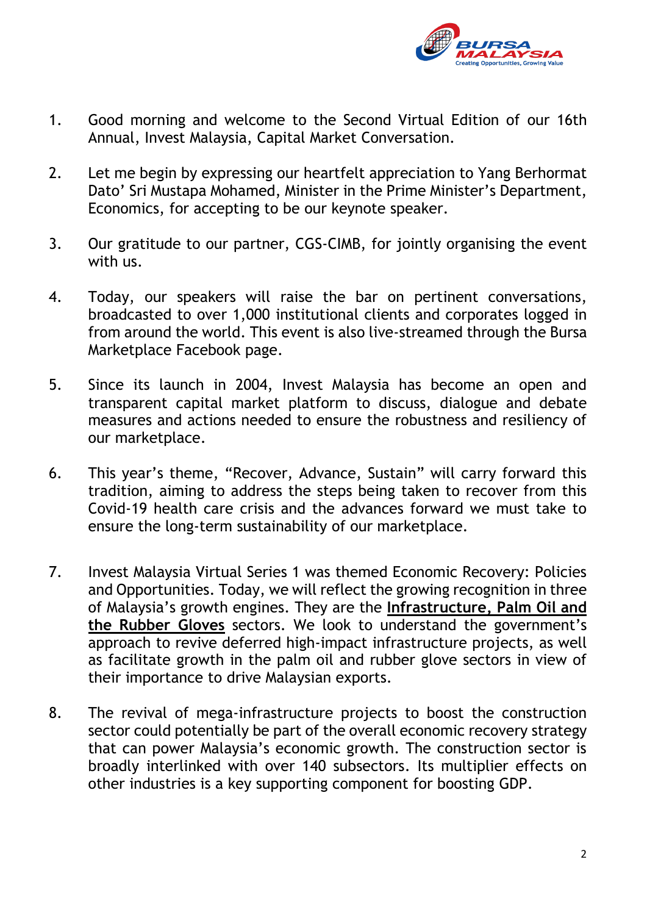1. Good morning and welcome to the Second Virtual Edition of our 16th Annual, Invest Malaysia, Capital Market Conversation.

2. Let me begin by expressing our heartfelt appreciation to Yang Berhormat Dato' Sri Mustapa Mohamed, Minister in the Prime Minister's Department, Economics, for accepting to be our keynote speaker.

3. Our gratitude to our partner, CGS-CIMB, for jointly organising the event with us.

4. Today, our speakers will raise the bar on pertinent conversations, broadcasted to over 1,000 institutional clients and corporates logged in from around the world. This event is also live-streamed through the Bursa Marketplace Facebook page.

5. Since its launch in 2004, Invest Malaysia has become an open and transparent capital market platform to discuss, dialogue and debate measures and actions needed to ensure the robustness and resiliency of our marketplace.

6. This year's theme, "Recover, Advance, Sustain" will carry forward this tradition, aiming to address the steps being taken to recover from this Covid-19 health care crisis and the advances forward we must take to ensure the long-term sustainability of our marketplace.

7. Invest Malaysia Virtual Series 1 was themed Economic Recovery: Policies and Opportunities. Today, we will reflect the growing recognition in three of Malaysia's growth engines. They are the **Infrastructure, Palm Oil and the Rubber Gloves** sectors. We look to understand the government's approach to revive deferred high-impact infrastructure projects, as well as facilitate growth in the palm oil and rubber glove sectors in view of their importance to drive Malaysian exports.

8. The revival of mega-infrastructure projects to boost the construction sector could potentially be part of the overall economic recovery strategy that can power Malaysia's economic growth. The construction sector is broadly interlinked with over 140 subsectors. Its multiplier effects on other industries is a key supporting component for boosting GDP.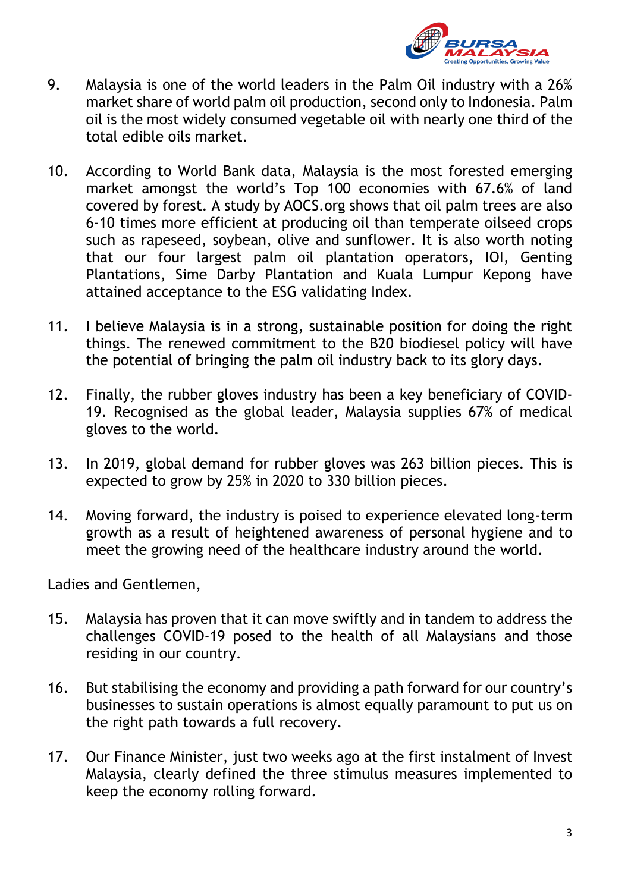9. Malaysia is one of the world leaders in the Palm Oil industry with a 26% market share of world palm oil production, second only to Indonesia. Palm oil is the most widely consumed vegetable oil with nearly one third of the total edible oils market.

10. According to World Bank data, Malaysia is the most forested emerging market amongst the world's Top 100 economies with 67.6% of land covered by forest. A study by AOCS.org shows that oil palm trees are also 6-10 times more efficient at producing oil than temperate oilseed crops such as rapeseed, soybean, olive and sunflower. It is also worth noting that our four largest palm oil plantation operators, IOI, Genting Plantations, Sime Darby Plantation and Kuala Lumpur Kepong have attained acceptance to the ESG validating Index.

11. I believe Malaysia is in a strong, sustainable position for doing the right things. The renewed commitment to the B20 biodiesel policy will have the potential of bringing the palm oil industry back to its glory days.

12. Finally, the rubber gloves industry has been a key beneficiary of COVID-19. Recognised as the global leader, Malaysia supplies 67% of medical gloves to the world.

13. In 2019, global demand for rubber gloves was 263 billion pieces. This is expected to grow by 25% in 2020 to 330 billion pieces.

14. Moving forward, the industry is poised to experience elevated long-term growth as a result of heightened awareness of personal hygiene and to meet the growing need of the healthcare industry around the world.

Ladies and Gentlemen,

15. Malaysia has proven that it can move swiftly and in tandem to address the challenges COVID-19 posed to the health of all Malaysians and those residing in our country.

16. But stabilising the economy and providing a path forward for our country's businesses to sustain operations is almost equally paramount to put us on the right path towards a full recovery.

17. Our Finance Minister, just two weeks ago at the first instalment of Invest Malaysia, clearly defined the three stimulus measures implemented to keep the economy rolling forward.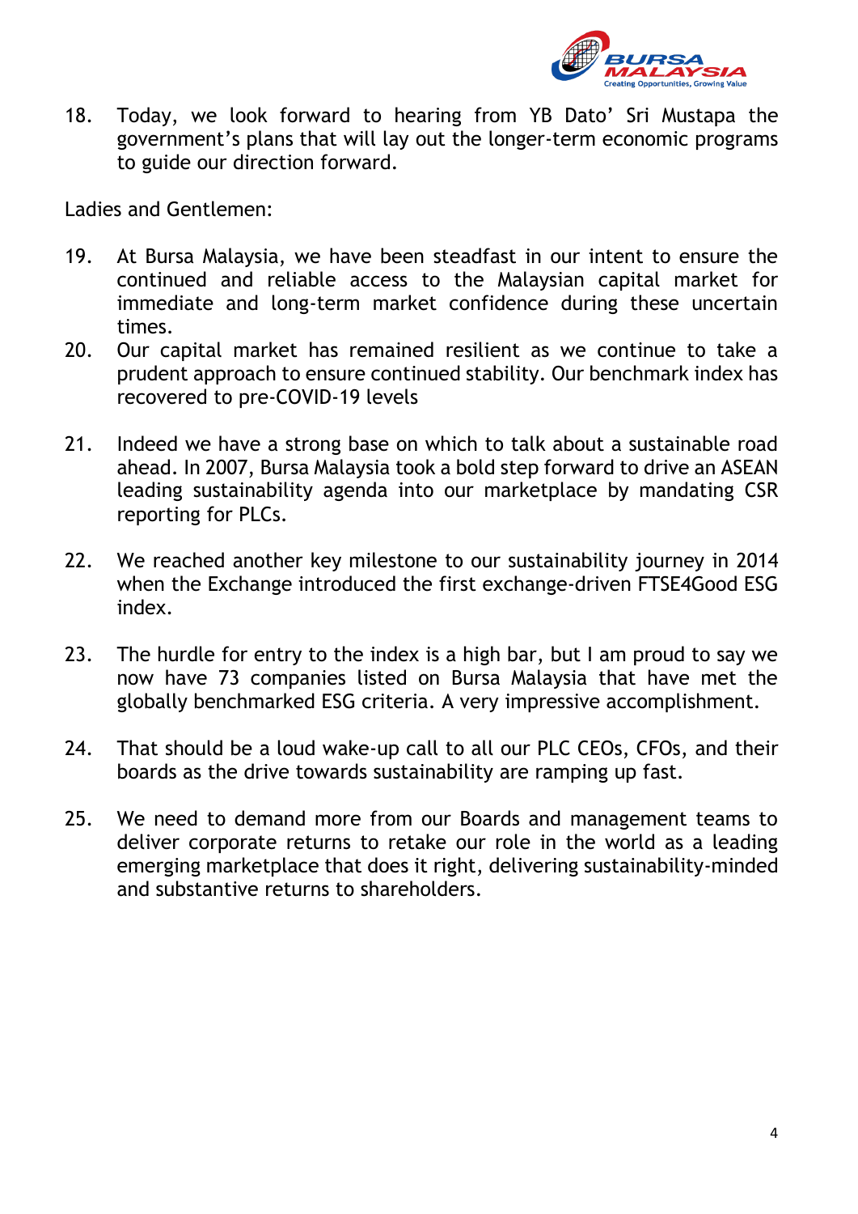18. Today, we look forward to hearing from YB Dato' Sri Mustapa the government's plans that will lay out the longer-term economic programs to guide our direction forward.

Ladies and Gentlemen:

19. At Bursa Malaysia, we have been steadfast in our intent to ensure the continued and reliable access to the Malaysian capital market for immediate and long-term market confidence during these uncertain times.
20. Our capital market has remained resilient as we continue to take a prudent approach to ensure continued stability. Our benchmark index has recovered to pre-COVID-19 levels

21. Indeed we have a strong base on which to talk about a sustainable road ahead. In 2007, Bursa Malaysia took a bold step forward to drive an ASEAN leading sustainability agenda into our marketplace by mandating CSR reporting for PLCs.

22. We reached another key milestone to our sustainability journey in 2014 when the Exchange introduced the first exchange-driven FTSE4Good ESG index.

23. The hurdle for entry to the index is a high bar, but I am proud to say we now have 73 companies listed on Bursa Malaysia that have met the globally benchmarked ESG criteria. A very impressive accomplishment.

24. That should be a loud wake-up call to all our PLC CEOs, CFOs, and their boards as the drive towards sustainability are ramping up fast.

25. We need to demand more from our Boards and management teams to deliver corporate returns to retake our role in the world as a leading emerging marketplace that does it right, delivering sustainability-minded and substantive returns to shareholders.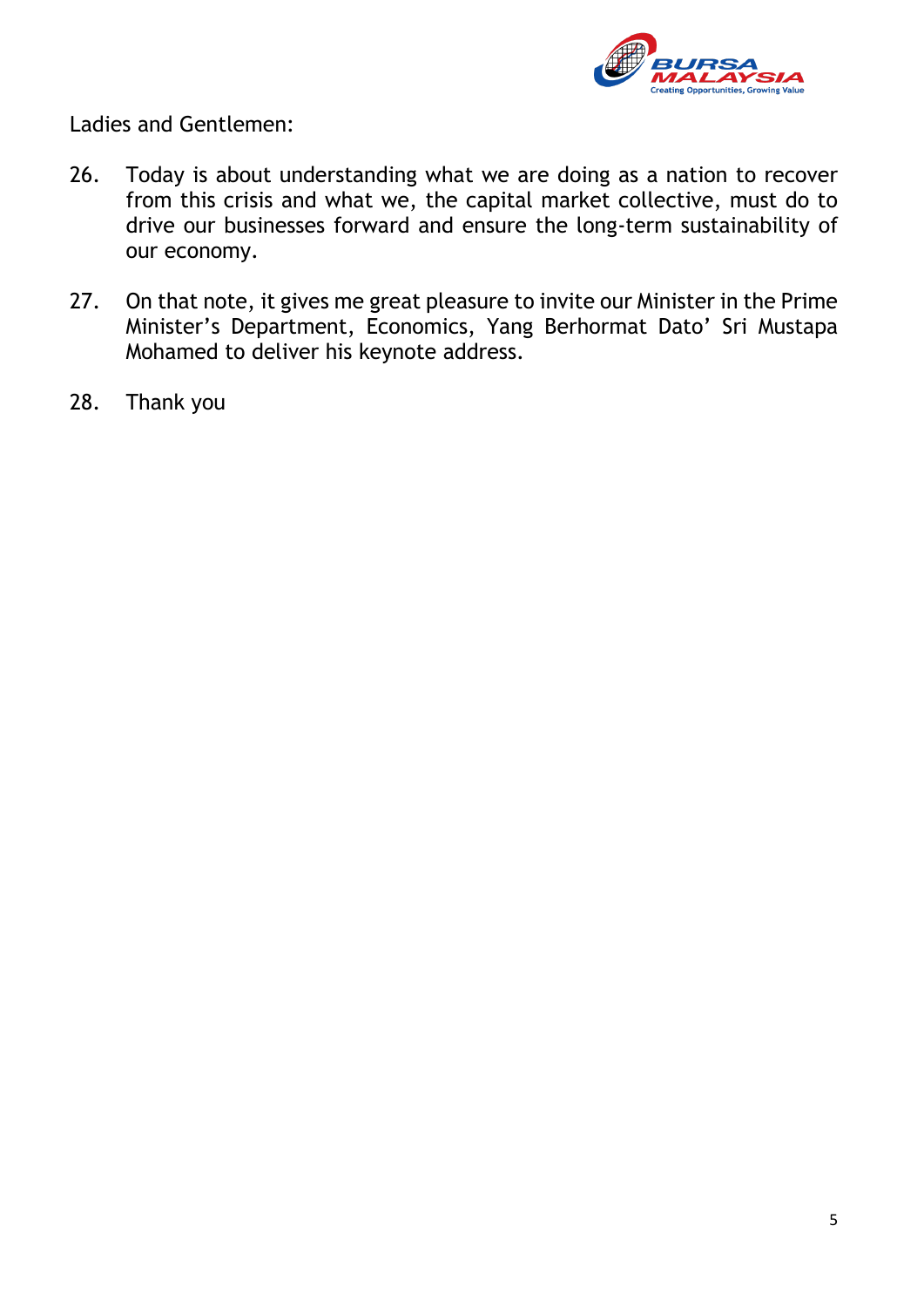Ladies and Gentlemen:

26. Today is about understanding what we are doing as a nation to recover from this crisis and what we, the capital market collective, must do to drive our businesses forward and ensure the long-term sustainability of our economy.

27. On that note, it gives me great pleasure to invite our Minister in the Prime Minister's Department, Economics, Yang Berhormat Dato' Sri Mustapa Mohamed to deliver his keynote address.

28. Thank you